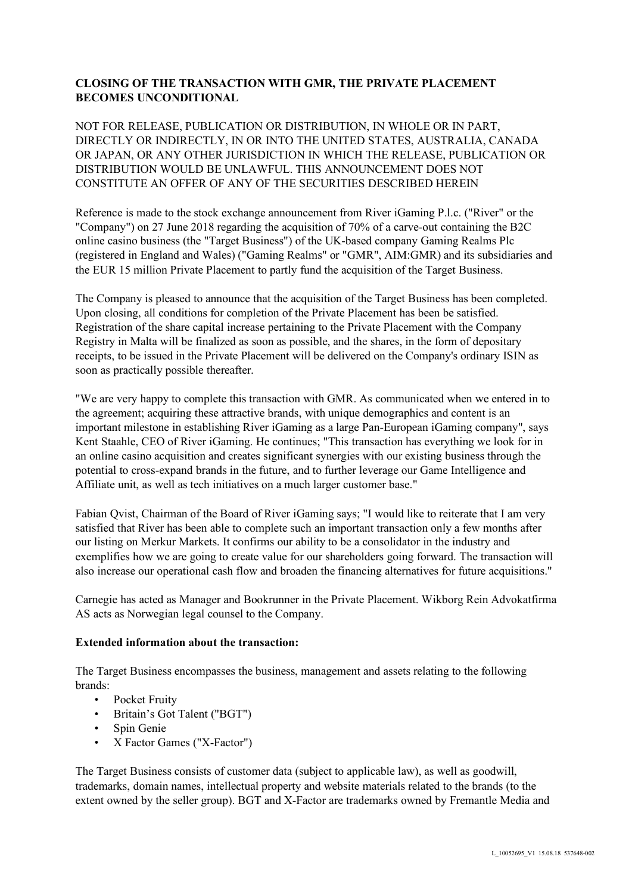**CLOSING OF THE TRANSACTION WITH GMR, THE PRIVATE PLACEMENT BECOMES UNCONDITIONAL**

NOT FOR RELEASE, PUBLICATION OR DISTRIBUTION, IN WHOLE OR IN PART, DIRECTLY OR INDIRECTLY, IN OR INTO THE UNITED STATES, AUSTRALIA, CANADA OR JAPAN, OR ANY OTHER JURISDICTION IN WHICH THE RELEASE, PUBLICATION OR DISTRIBUTION WOULD BE UNLAWFUL. THIS ANNOUNCEMENT DOES NOT CONSTITUTE AN OFFER OF ANY OF THE SECURITIES DESCRIBED HEREIN

Reference is made to the stock exchange announcement from River iGaming P.l.c. ("River" or the "Company") on 27 June 2018 regarding the acquisition of 70% of a carve-out containing the B2C online casino business (the "Target Business") of the UK-based company Gaming Realms Plc (registered in England and Wales) ("Gaming Realms" or "GMR", AIM:GMR) and its subsidiaries and the EUR 15 million Private Placement to partly fund the acquisition of the Target Business.

The Company is pleased to announce that the acquisition of the Target Business has been completed. Upon closing, all conditions for completion of the Private Placement has been be satisfied. Registration of the share capital increase pertaining to the Private Placement with the Company Registry in Malta will be finalized as soon as possible, and the shares, in the form of depositary receipts, to be issued in the Private Placement will be delivered on the Company's ordinary ISIN as soon as practically possible thereafter.

"We are very happy to complete this transaction with GMR. As communicated when we entered in to the agreement; acquiring these attractive brands, with unique demographics and content is an important milestone in establishing River iGaming as a large Pan-European iGaming company", says Kent Staahle, CEO of River iGaming. He continues; "This transaction has everything we look for in an online casino acquisition and creates significant synergies with our existing business through the potential to cross-expand brands in the future, and to further leverage our Game Intelligence and Affiliate unit, as well as tech initiatives on a much larger customer base."

Fabian Qvist, Chairman of the Board of River iGaming says; "I would like to reiterate that I am very satisfied that River has been able to complete such an important transaction only a few months after our listing on Merkur Markets. It confirms our ability to be a consolidator in the industry and exemplifies how we are going to create value for our shareholders going forward. The transaction will also increase our operational cash flow and broaden the financing alternatives for future acquisitions."

Carnegie has acted as Manager and Bookrunner in the Private Placement. Wikborg Rein Advokatfirma AS acts as Norwegian legal counsel to the Company.

**Extended information about the transaction:**

The Target Business encompasses the business, management and assets relating to the following brands:

- Pocket Fruity
- Britain's Got Talent ("BGT")
- Spin Genie
- X Factor Games ("X-Factor")

The Target Business consists of customer data (subject to applicable law), as well as goodwill, trademarks, domain names, intellectual property and website materials related to the brands (to the extent owned by the seller group). BGT and X-Factor are trademarks owned by Fremantle Media and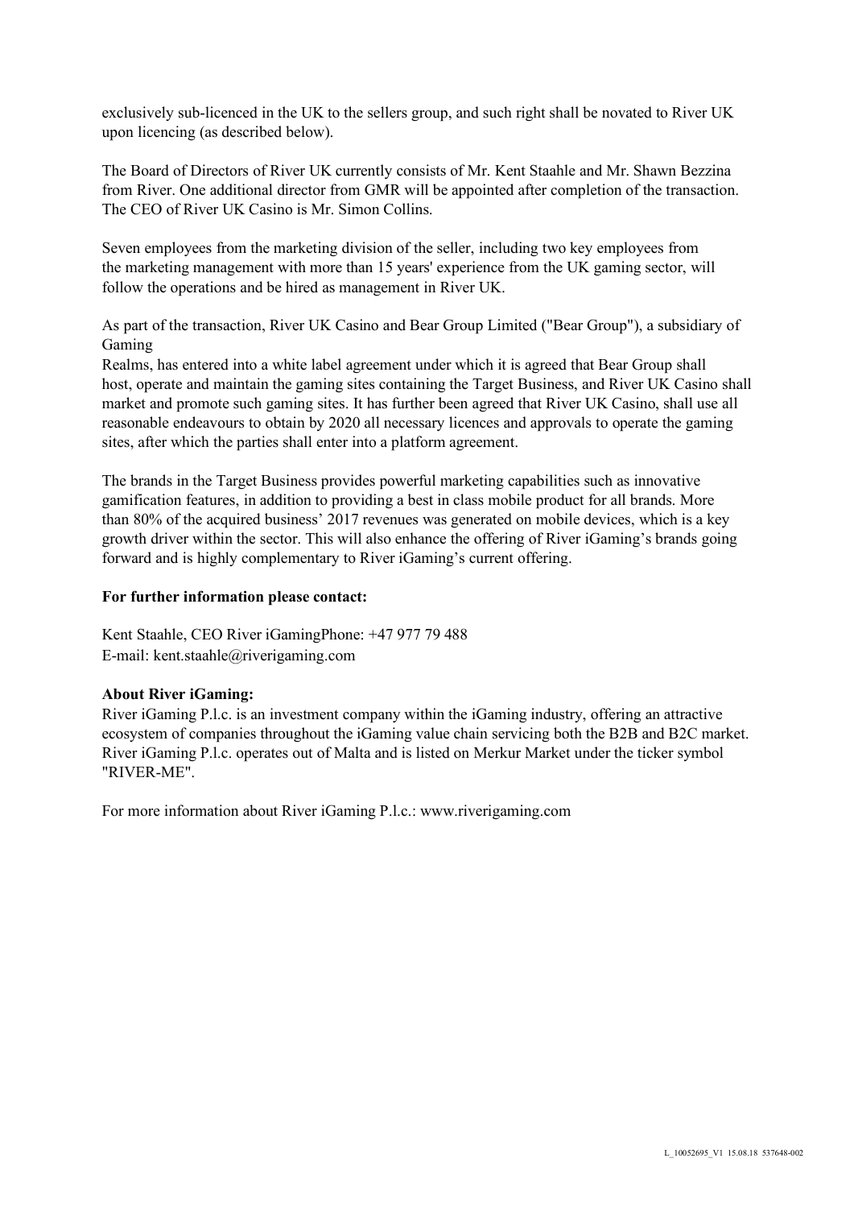exclusively sub-licenced in the UK to the sellers group, and such right shall be novated to River UK upon licencing (as described below).

The Board of Directors of River UK currently consists of Mr. Kent Staahle and Mr. Shawn Bezzina from River. One additional director from GMR will be appointed after completion of the transaction. The CEO of River UK Casino is Mr. Simon Collins.

Seven employees from the marketing division of the seller, including two key employees from the marketing management with more than 15 years' experience from the UK gaming sector, will follow the operations and be hired as management in River UK.

As part of the transaction, River UK Casino and Bear Group Limited ("Bear Group"), a subsidiary of Gaming Realms, has entered into a white label agreement under which it is agreed that Bear Group shall host, operate and maintain the gaming sites containing the Target Business, and River UK Casino shall market and promote such gaming sites. It has further been agreed that River UK Casino, shall use all reasonable endeavours to obtain by 2020 all necessary licences and approvals to operate the gaming sites, after which the parties shall enter into a platform agreement.

The brands in the Target Business provides powerful marketing capabilities such as innovative gamification features, in addition to providing a best in class mobile product for all brands. More than 80% of the acquired business' 2017 revenues was generated on mobile devices, which is a key growth driver within the sector. This will also enhance the offering of River iGaming's brands going forward and is highly complementary to River iGaming's current offering.

**For further information please contact:**

Kent Staahle, CEO River iGamingPhone: +47 977 79 488
E-mail: kent.staahle@riverigaming.com

**About River iGaming:**
River iGaming P.l.c. is an investment company within the iGaming industry, offering an attractive ecosystem of companies throughout the iGaming value chain servicing both the B2B and B2C market. River iGaming P.l.c. operates out of Malta and is listed on Merkur Market under the ticker symbol "RIVER-ME".

For more information about River iGaming P.l.c.: www.riverigaming.com